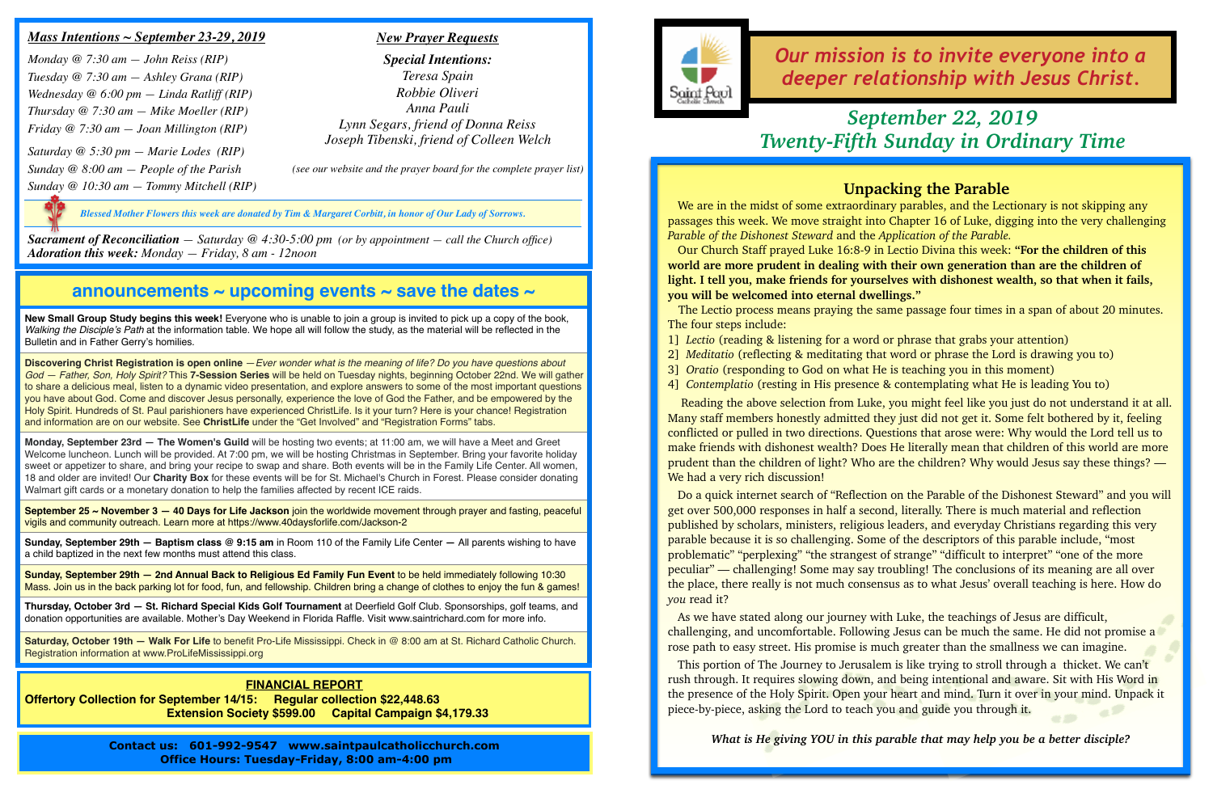## *Mass Intentions ~ September 23-29, 2019*

*Monday @ 7:30 am — John Reiss (RIP)*
*Tuesday @ 7:30 am — Ashley Grana (RIP)*
*Wednesday @ 6:00 pm — Linda Ratliff (RIP)*
*Thursday @ 7:30 am — Mike Moeller (RIP)*
*Friday @ 7:30 am — Joan Millington (RIP)*
*Saturday @ 5:30 pm — Marie Lodes (RIP)*
*Sunday @ 8:00 am — People of the Parish*
*Sunday @ 10:30 am — Tommy Mitchell (RIP)*

## *New Prayer Requests*

***Special Intentions:***
*Teresa Spain*
*Robbie Oliveri*
*Anna Pauli*
*Lynn Segars, friend of Donna Reiss*
*Joseph Tibenski, friend of Colleen Welch*

*(see our website and the prayer board for the complete prayer list)*

*Blessed Mother Flowers this week are donated by Tim & Margaret Corbitt, in honor of Our Lady of Sorrows.*

***Sacrament of Reconciliation** — Saturday @ 4:30-5:00 pm (or by appointment — call the Church office)*
***Adoration this week:** Monday — Friday, 8 am - 12noon*

## announcements ~ upcoming events ~ save the dates ~

**New Small Group Study begins this week!** Everyone who is unable to join a group is invited to pick up a copy of the book, *Walking the Disciple's Path* at the information table. We hope all will follow the study, as the material will be reflected in the Bulletin and in Father Gerry's homilies.

**Discovering Christ Registration is open online** — *Ever wonder what is the meaning of life? Do you have questions about God — Father, Son, Holy Spirit?* This **7-Session Series** will be held on Tuesday nights, beginning October 22nd. We will gather to share a delicious meal, listen to a dynamic video presentation, and explore answers to some of the most important questions you have about God. Come and discover Jesus personally, experience the love of God the Father, and be empowered by the Holy Spirit. Hundreds of St. Paul parishioners have experienced ChristLife. Is it your turn? Here is your chance! Registration and information are on our website. See **ChristLife** under the "Get Involved" and "Registration Forms" tabs.

**Monday, September 23rd — The Women's Guild** will be hosting two events; at 11:00 am, we will have a Meet and Greet Welcome luncheon. Lunch will be provided. At 7:00 pm, we will be hosting Christmas in September. Bring your favorite holiday sweet or appetizer to share, and bring your recipe to swap and share. Both events will be in the Family Life Center. All women, 18 and older are invited! Our **Charity Box** for these events will be for St. Michael's Church in Forest. Please consider donating Walmart gift cards or a monetary donation to help the families affected by recent ICE raids.

**September 25 ~ November 3 — 40 Days for Life Jackson** join the worldwide movement through prayer and fasting, peaceful vigils and community outreach. Learn more at https://www.40daysforlife.com/Jackson-2

**Sunday, September 29th — Baptism class @ 9:15 am** in Room 110 of the Family Life Center — All parents wishing to have a child baptized in the next few months must attend this class.

**Sunday, September 29th — 2nd Annual Back to Religious Ed Family Fun Event** to be held immediately following 10:30 Mass. Join us in the back parking lot for food, fun, and fellowship. Children bring a change of clothes to enjoy the fun & games!

**Thursday, October 3rd — St. Richard Special Kids Golf Tournament** at Deerfield Golf Club. Sponsorships, golf teams, and donation opportunities are available. Mother's Day Weekend in Florida Raffle. Visit www.saintrichard.com for more info.

**Saturday, October 19th — Walk For Life** to benefit Pro-Life Mississippi. Check in @ 8:00 am at St. Richard Catholic Church. Registration information at www.ProLifeMississippi.org

**FINANCIAL REPORT**

**Offertory Collection for September 14/15: Regular collection $22,448.63**
**Extension Society $599.00 Capital Campaign $4,179.33**

**Contact us: 601-992-9547 www.saintpaulcatholicchurch.com**
**Office Hours: Tuesday-Friday, 8:00 am-4:00 pm**

Saint Paul Catholic Church

*Our mission is to invite everyone into a deeper relationship with Jesus Christ.*

# *September 22, 2019*
# *Twenty-Fifth Sunday in Ordinary Time*

## Unpacking the Parable

We are in the midst of some extraordinary parables, and the Lectionary is not skipping any passages this week. We move straight into Chapter 16 of Luke, digging into the very challenging *Parable of the Dishonest Steward* and the *Application of the Parable.*

Our Church Staff prayed Luke 16:8-9 in Lectio Divina this week: **"For the children of this world are more prudent in dealing with their own generation than are the children of light. I tell you, make friends for yourselves with dishonest wealth, so that when it fails, you will be welcomed into eternal dwellings."**

The Lectio process means praying the same passage four times in a span of about 20 minutes. The four steps include:

1] *Lectio* (reading & listening for a word or phrase that grabs your attention)
2] *Meditatio* (reflecting & meditating that word or phrase the Lord is drawing you to)
3] *Oratio* (responding to God on what He is teaching you in this moment)
4] *Contemplatio* (resting in His presence & contemplating what He is leading You to)

Reading the above selection from Luke, you might feel like you just do not understand it at all. Many staff members honestly admitted they just did not get it. Some felt bothered by it, feeling conflicted or pulled in two directions. Questions that arose were: Why would the Lord tell us to make friends with dishonest wealth? Does He literally mean that children of this world are more prudent than the children of light? Who are the children? Why would Jesus say these things? — We had a very rich discussion!

Do a quick internet search of "Reflection on the Parable of the Dishonest Steward" and you will get over 500,000 responses in half a second, literally. There is much material and reflection published by scholars, ministers, religious leaders, and everyday Christians regarding this very parable because it is so challenging. Some of the descriptors of this parable include, "most problematic" "perplexing" "the strangest of strange" "difficult to interpret" "one of the more peculiar" — challenging! Some may say troubling! The conclusions of its meaning are all over the place, there really is not much consensus as to what Jesus' overall teaching is here. How do *you* read it?

As we have stated along our journey with Luke, the teachings of Jesus are difficult, challenging, and uncomfortable. Following Jesus can be much the same. He did not promise a rose path to easy street. His promise is much greater than the smallness we can imagine.

This portion of The Journey to Jerusalem is like trying to stroll through a thicket. We can't rush through. It requires slowing down, and being intentional and aware. Sit with His Word in the presence of the Holy Spirit. Open your heart and mind. Turn it over in your mind. Unpack it piece-by-piece, asking the Lord to teach you and guide you through it.

*What is He giving YOU in this parable that may help you be a better disciple?*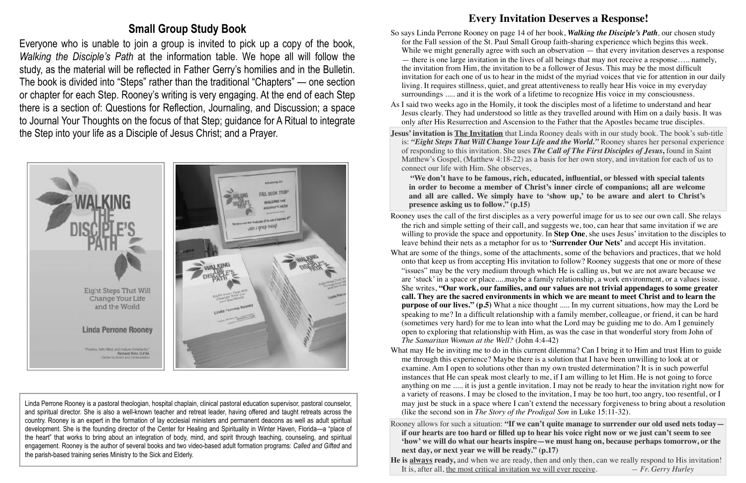## Small Group Study Book

Everyone who is unable to join a group is invited to pick up a copy of the book, *Walking the Disciple's Path* at the information table. We hope all will follow the study, as the material will be reflected in Father Gerry's homilies and in the Bulletin. The book is divided into "Steps" rather than the traditional "Chapters" — one section or chapter for each Step. Rooney's writing is very engaging. At the end of each Step there is a section of: Questions for Reflection, Journaling, and Discussion; a space to Journal Your Thoughts on the focus of that Step; guidance for A Ritual to integrate the Step into your life as a Disciple of Jesus Christ; and a Prayer.

Linda Perrone Rooney is a pastoral theologian, hospital chaplain, clinical pastoral education supervisor, pastoral counselor, and spiritual director. She is also a well-known teacher and retreat leader, having offered and taught retreats across the country. Rooney is an expert in the formation of lay ecclesial ministers and permanent deacons as well as adult spiritual development. She is the founding director of the Center for Healing and Spirituality in Winter Haven, Florida—a "place of the heart" that works to bring about an integration of body, mind, and spirit through teaching, counseling, and spiritual engagement. Rooney is the author of several books and two video-based adult formation programs: *Called and Gifted* and the parish-based training series Ministry to the Sick and Elderly.

## Every Invitation Deserves a Response!

So says Linda Perrone Rooney on page 14 of her book, ***Walking the Disciple's Path***, our chosen study for the Fall session of the St. Paul Small Group faith-sharing experience which begins this week. While we might generally agree with such an observation — that every invitation deserves a response — there is one large invitation in the lives of all beings that may not receive a response….. namely, the invitation from Him, the invitation to be a follower of Jesus. This may be the most difficult invitation for each one of us to hear in the midst of the myriad voices that vie for attention in our daily living. It requires stillness, quiet, and great attentiveness to really hear His voice in my everyday surroundings ..... and it is the work of a lifetime to recognize His voice in my consciousness.

As I said two weeks ago in the Homily, it took the disciples most of a lifetime to understand and hear Jesus clearly. They had understood so little as they travelled around with Him on a daily basis. It was only after His Resurrection and Ascension to the Father that the Apostles became true disciples.

**Jesus' invitation is <u>The Invitation</u>** that Linda Rooney deals with in our study book. The book's sub-title is: ***"Eight Steps That Will Change Your Life and the World."*** Rooney shares her personal experience of responding to this invitation. She uses ***The Call of The First Disciples of Jesus***, found in Saint Matthew's Gospel, (Matthew 4:18-22) as a basis for her own story, and invitation for each of us to connect our life with Him. She observes,

> **"We don't have to be famous, rich, educated, influential, or blessed with special talents in order to become a member of Christ's inner circle of companions; all are welcome and all are called. We simply have to 'show up,' to be aware and alert to Christ's presence asking us to follow." (p.15)**

Rooney uses the call of the first disciples as a very powerful image for us to see our own call. She relays the rich and simple setting of their call, and suggests we, too, can hear that same invitation if we are willing to provide the space and opportunity. In **Step One**, she uses Jesus' invitation to the disciples to leave behind their nets as a metaphor for us to **'Surrender Our Nets'** and accept His invitation.

What are some of the things, some of the attachments, some of the behaviors and practices, that we hold onto that keep us from accepting His invitation to follow? Rooney suggests that one or more of these "issues" may be the very medium through which He is calling us, but we are not aware because we are 'stuck' in a space or place.....maybe a family relationship, a work environment, or a values issue. She writes, **"Our work, our families, and our values are not trivial appendages to some greater call. They are the sacred environments in which we are meant to meet Christ and to learn the purpose of our lives." (p.5)** What a nice thought ..... In my current situations, how may the Lord be speaking to me? In a difficult relationship with a family member, colleague, or friend, it can be hard (sometimes very hard) for me to lean into what the Lord may be guiding me to do. Am I genuinely open to exploring that relationship with Him, as was the case in that wonderful story from John of *The Samaritan Woman at the Well?* (John 4:4-42)

What may He be inviting me to do in this current dilemma? Can I bring it to Him and trust Him to guide me through this experience? Maybe there is a solution that I have been unwilling to look at or examine. Am I open to solutions other than my own trusted determination? It is in such powerful instances that He can speak most clearly to me, if I am willing to let Him. He is not going to force anything on me ..... it is just a gentle invitation. I may not be ready to hear the invitation right now for a variety of reasons. I may be closed to the invitation, I may be too hurt, too angry, too resentful, or I may just be stuck in a space where I can't extend the necessary forgiveness to bring about a resolution (like the second son in *The Story of the Prodigal Son* in Luke 15:11-32).

Rooney allows for such a situation: **"If we can't quite manage to surrender our old used nets today—if our hearts are too hard or filled up to hear his voice right now or we just can't seem to see 'how' we will do what our hearts inspire—we must hang on, because perhaps tomorrow, or the next day, or next year we will be ready." (p.17)**

**He is <u>always</u> ready,** and when we are ready, then and only then, can we really respond to His invitation! It is, after all, <u>the most critical invitation we will ever receive</u>. *— Fr. Gerry Hurley*